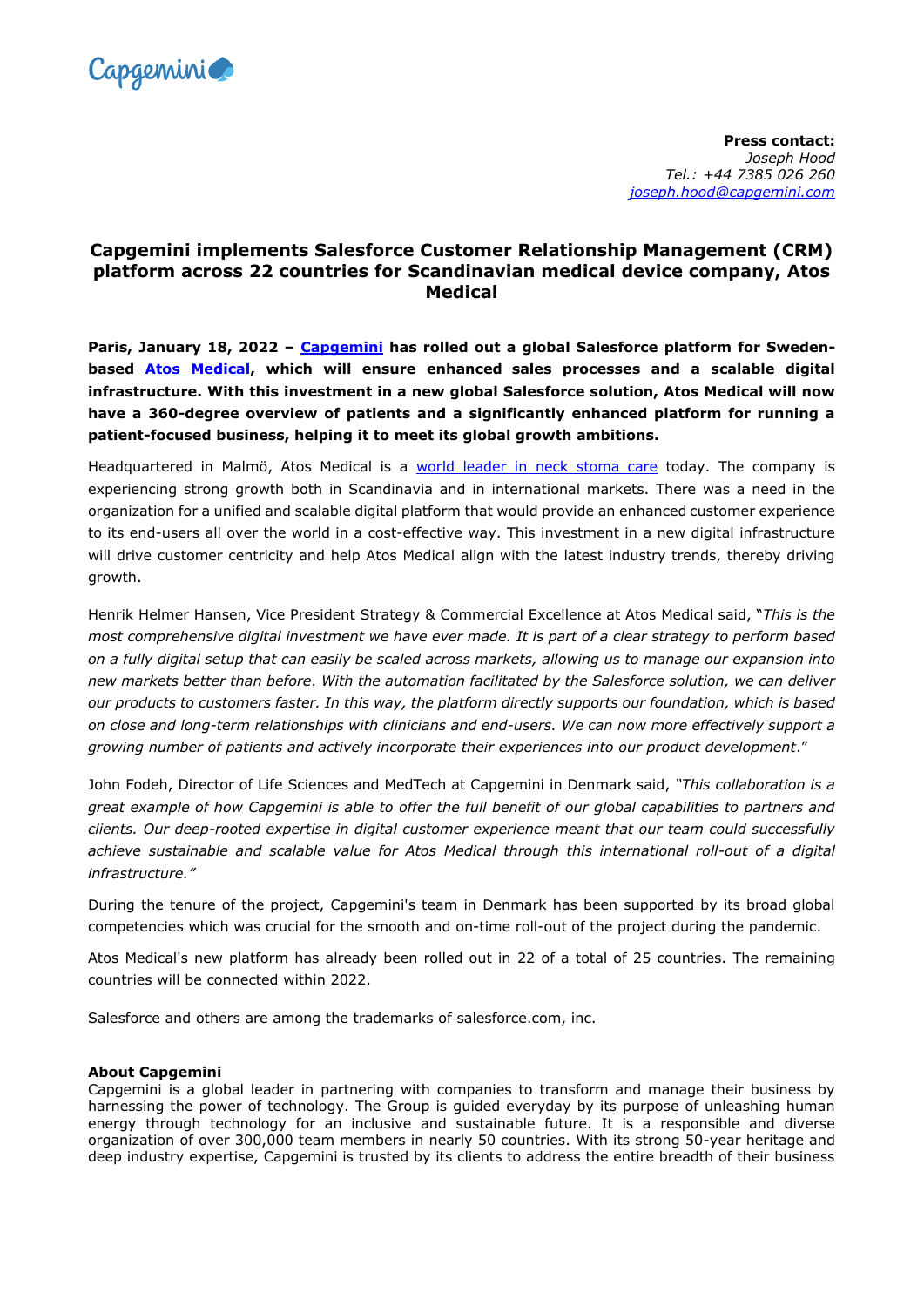**Press contact:**
*Joseph Hood*
*Tel.: +44 7385 026 260*
*[joseph.hood@capgemini.com](mailto:joseph.hood@capgemini.com)*

# Capgemini implements Salesforce Customer Relationship Management (CRM) platform across 22 countries for Scandinavian medical device company, Atos Medical

**Paris, January 18, 2022 – [Capgemini](https://www.capgemini.com) has rolled out a global Salesforce platform for Sweden-based [Atos Medical](https://www.atosmedical.com), which will ensure enhanced sales processes and a scalable digital infrastructure. With this investment in a new global Salesforce solution, Atos Medical will now have a 360-degree overview of patients and a significantly enhanced platform for running a patient-focused business, helping it to meet its global growth ambitions.**

Headquartered in Malmö, Atos Medical is a world leader in neck stoma care today. The company is experiencing strong growth both in Scandinavia and in international markets. There was a need in the organization for a unified and scalable digital platform that would provide an enhanced customer experience to its end-users all over the world in a cost-effective way. This investment in a new digital infrastructure will drive customer centricity and help Atos Medical align with the latest industry trends, thereby driving growth.

Henrik Helmer Hansen, Vice President Strategy & Commercial Excellence at Atos Medical said, "*This is the most comprehensive digital investment we have ever made. It is part of a clear strategy to perform based on a fully digital setup that can easily be scaled across markets, allowing us to manage our expansion into new markets better than before. With the automation facilitated by the Salesforce solution, we can deliver our products to customers faster. In this way, the platform directly supports our foundation, which is based on close and long-term relationships with clinicians and end-users. We can now more effectively support a growing number of patients and actively incorporate their experiences into our product development*."

John Fodeh, Director of Life Sciences and MedTech at Capgemini in Denmark said, *"This collaboration is a great example of how Capgemini is able to offer the full benefit of our global capabilities to partners and clients. Our deep-rooted expertise in digital customer experience meant that our team could successfully achieve sustainable and scalable value for Atos Medical through this international roll-out of a digital infrastructure."*

During the tenure of the project, Capgemini's team in Denmark has been supported by its broad global competencies which was crucial for the smooth and on-time roll-out of the project during the pandemic.

Atos Medical's new platform has already been rolled out in 22 of a total of 25 countries. The remaining countries will be connected within 2022.

Salesforce and others are among the trademarks of salesforce.com, inc.

**About Capgemini**
Capgemini is a global leader in partnering with companies to transform and manage their business by harnessing the power of technology. The Group is guided everyday by its purpose of unleashing human energy through technology for an inclusive and sustainable future. It is a responsible and diverse organization of over 300,000 team members in nearly 50 countries. With its strong 50-year heritage and deep industry expertise, Capgemini is trusted by its clients to address the entire breadth of their business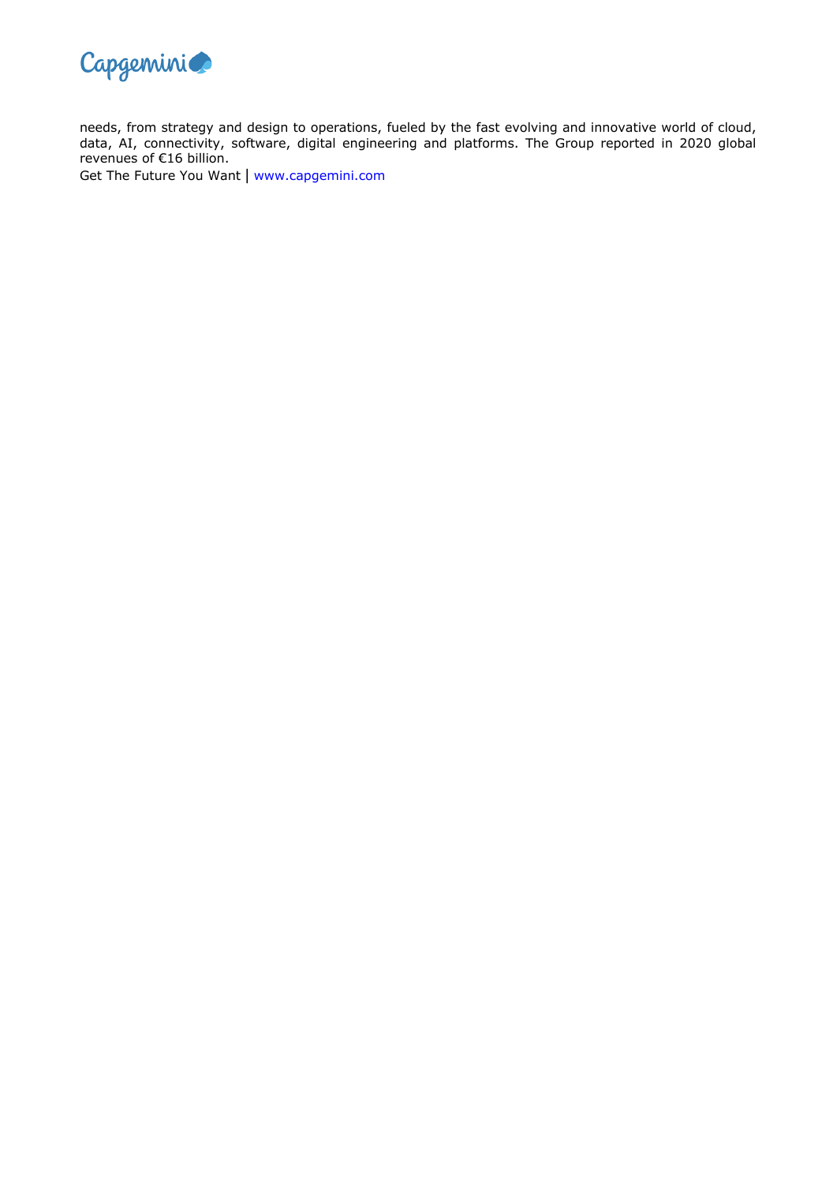needs, from strategy and design to operations, fueled by the fast evolving and innovative world of cloud, data, AI, connectivity, software, digital engineering and platforms. The Group reported in 2020 global revenues of €16 billion.

Get The Future You Want | www.capgemini.com